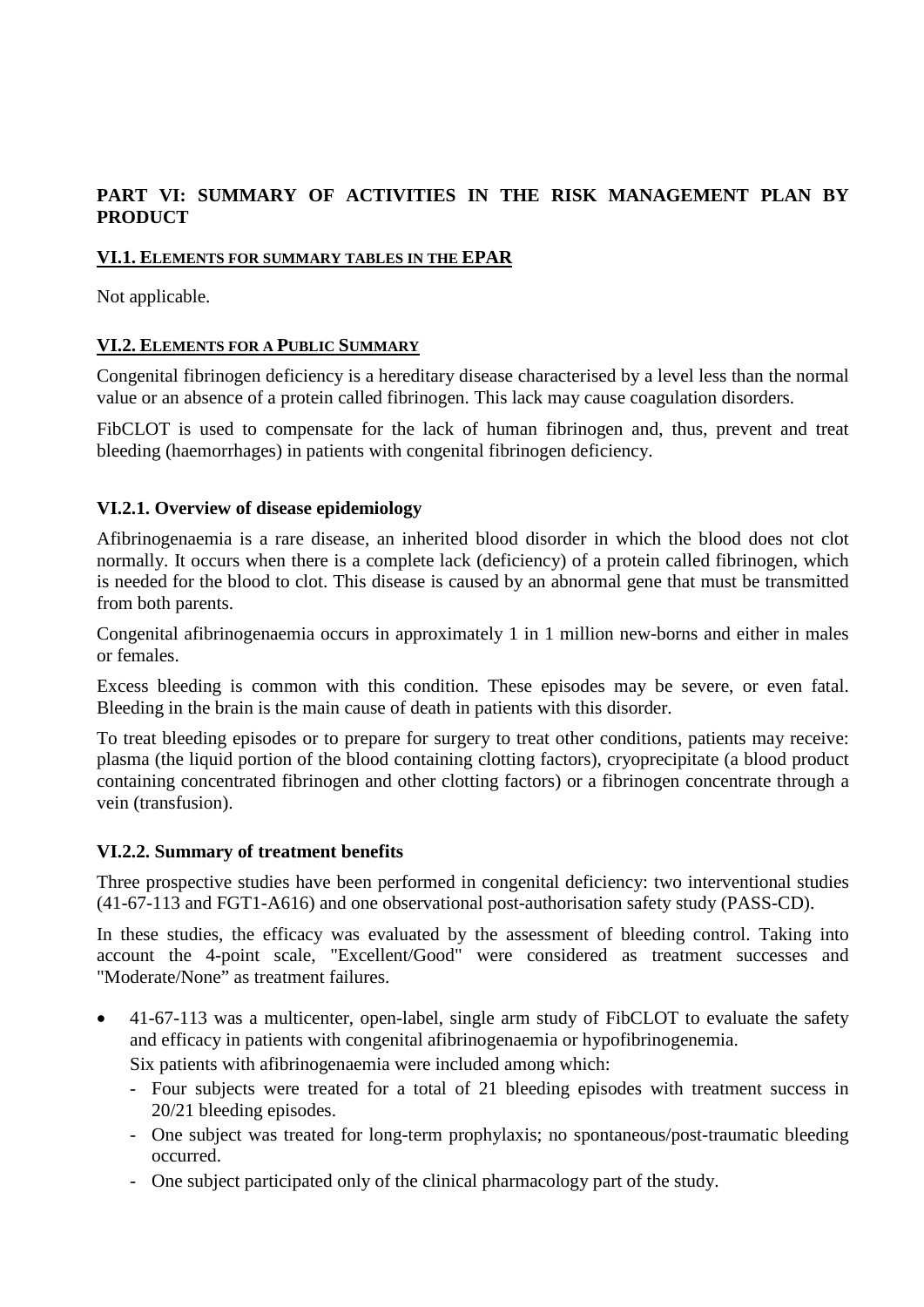## PART VI: SUMMARY OF ACTIVITIES IN THE RISK MANAGEMENT PLAN BY PRODUCT

### VI.1. ELEMENTS FOR SUMMARY TABLES IN THE EPAR

Not applicable.

### VI.2. ELEMENTS FOR A PUBLIC SUMMARY

Congenital fibrinogen deficiency is a hereditary disease characterised by a level less than the normal value or an absence of a protein called fibrinogen. This lack may cause coagulation disorders.

FibCLOT is used to compensate for the lack of human fibrinogen and, thus, prevent and treat bleeding (haemorrhages) in patients with congenital fibrinogen deficiency.

#### VI.2.1. Overview of disease epidemiology

Afibrinogenaemia is a rare disease, an inherited blood disorder in which the blood does not clot normally. It occurs when there is a complete lack (deficiency) of a protein called fibrinogen, which is needed for the blood to clot. This disease is caused by an abnormal gene that must be transmitted from both parents.

Congenital afibrinogenaemia occurs in approximately 1 in 1 million new-borns and either in males or females.

Excess bleeding is common with this condition. These episodes may be severe, or even fatal. Bleeding in the brain is the main cause of death in patients with this disorder.

To treat bleeding episodes or to prepare for surgery to treat other conditions, patients may receive: plasma (the liquid portion of the blood containing clotting factors), cryoprecipitate (a blood product containing concentrated fibrinogen and other clotting factors) or a fibrinogen concentrate through a vein (transfusion).

#### VI.2.2. Summary of treatment benefits

Three prospective studies have been performed in congenital deficiency: two interventional studies (41-67-113 and FGT1-A616) and one observational post-authorisation safety study (PASS-CD).

In these studies, the efficacy was evaluated by the assessment of bleeding control. Taking into account the 4-point scale, "Excellent/Good" were considered as treatment successes and "Moderate/None" as treatment failures.

- 41-67-113 was a multicenter, open-label, single arm study of FibCLOT to evaluate the safety and efficacy in patients with congenital afibrinogenaemia or hypofibrinogenemia.
  Six patients with afibrinogenaemia were included among which:
  - Four subjects were treated for a total of 21 bleeding episodes with treatment success in 20/21 bleeding episodes.
  - One subject was treated for long-term prophylaxis; no spontaneous/post-traumatic bleeding occurred.
  - One subject participated only of the clinical pharmacology part of the study.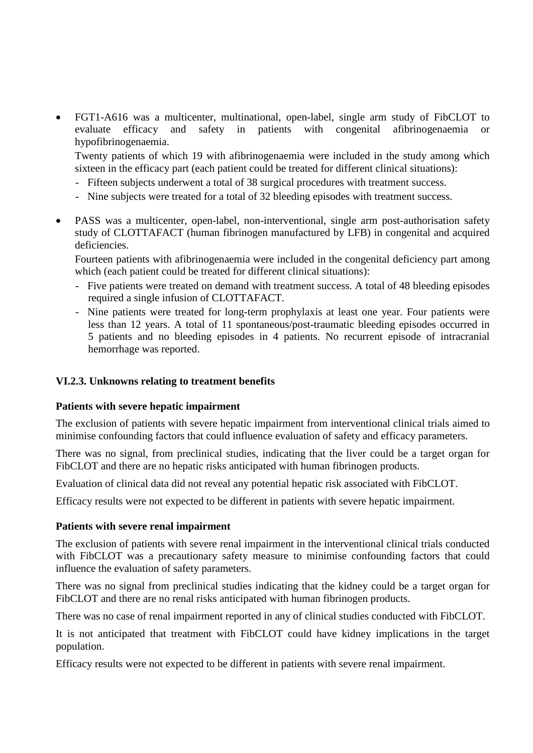- FGT1-A616 was a multicenter, multinational, open-label, single arm study of FibCLOT to evaluate efficacy and safety in patients with congenital afibrinogenaemia or hypofibrinogenaemia.

  Twenty patients of which 19 with afibrinogenaemia were included in the study among which sixteen in the efficacy part (each patient could be treated for different clinical situations):

  - Fifteen subjects underwent a total of 38 surgical procedures with treatment success.
  - Nine subjects were treated for a total of 32 bleeding episodes with treatment success.

- PASS was a multicenter, open-label, non-interventional, single arm post-authorisation safety study of CLOTTAFACT (human fibrinogen manufactured by LFB) in congenital and acquired deficiencies.

  Fourteen patients with afibrinogenaemia were included in the congenital deficiency part among which (each patient could be treated for different clinical situations):

  - Five patients were treated on demand with treatment success. A total of 48 bleeding episodes required a single infusion of CLOTTAFACT.
  - Nine patients were treated for long-term prophylaxis at least one year. Four patients were less than 12 years. A total of 11 spontaneous/post-traumatic bleeding episodes occurred in 5 patients and no bleeding episodes in 4 patients. No recurrent episode of intracranial hemorrhage was reported.

### VI.2.3. Unknowns relating to treatment benefits

**Patients with severe hepatic impairment**

The exclusion of patients with severe hepatic impairment from interventional clinical trials aimed to minimise confounding factors that could influence evaluation of safety and efficacy parameters.

There was no signal, from preclinical studies, indicating that the liver could be a target organ for FibCLOT and there are no hepatic risks anticipated with human fibrinogen products.

Evaluation of clinical data did not reveal any potential hepatic risk associated with FibCLOT.

Efficacy results were not expected to be different in patients with severe hepatic impairment.

**Patients with severe renal impairment**

The exclusion of patients with severe renal impairment in the interventional clinical trials conducted with FibCLOT was a precautionary safety measure to minimise confounding factors that could influence the evaluation of safety parameters.

There was no signal from preclinical studies indicating that the kidney could be a target organ for FibCLOT and there are no renal risks anticipated with human fibrinogen products.

There was no case of renal impairment reported in any of clinical studies conducted with FibCLOT.

It is not anticipated that treatment with FibCLOT could have kidney implications in the target population.

Efficacy results were not expected to be different in patients with severe renal impairment.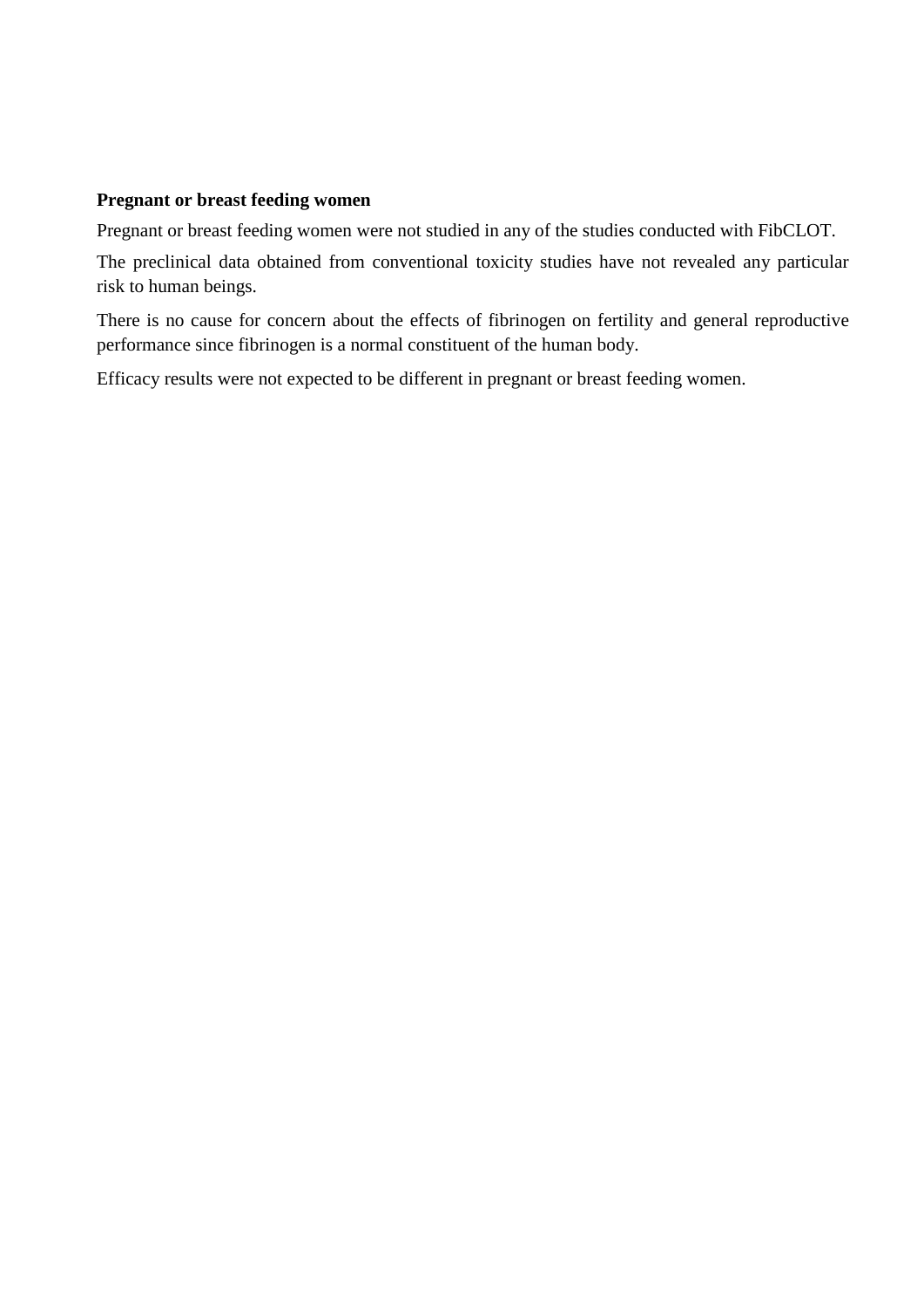**Pregnant or breast feeding women**

Pregnant or breast feeding women were not studied in any of the studies conducted with FibCLOT.

The preclinical data obtained from conventional toxicity studies have not revealed any particular risk to human beings.

There is no cause for concern about the effects of fibrinogen on fertility and general reproductive performance since fibrinogen is a normal constituent of the human body.

Efficacy results were not expected to be different in pregnant or breast feeding women.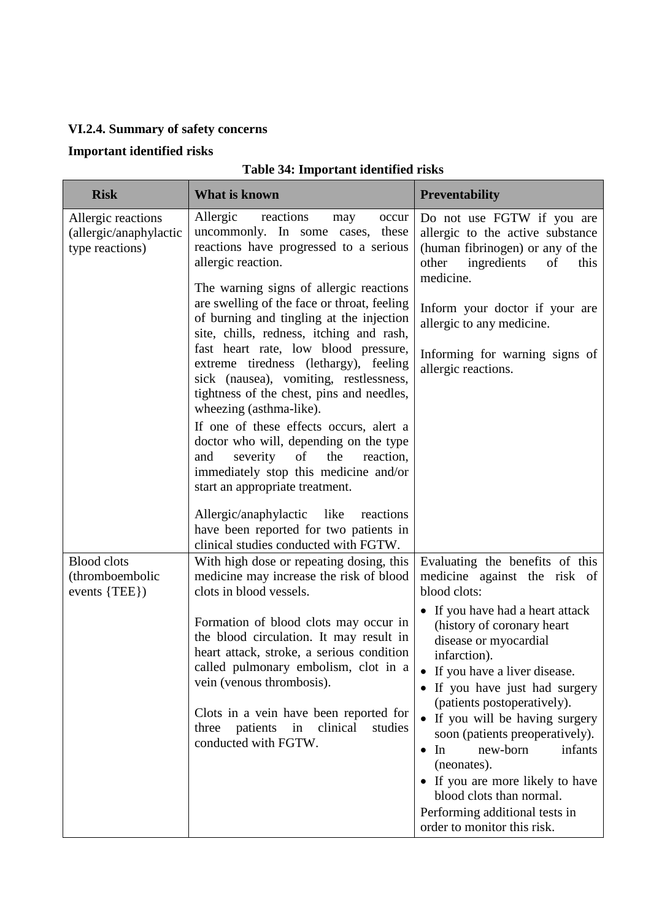**VI.2.4. Summary of safety concerns**

**Important identified risks**

**Table 34: Important identified risks**

| Risk | What is known | Preventability |
|---|---|---|
| Allergic reactions (allergic/anaphylactic type reactions) | Allergic reactions may occur uncommonly. In some cases, these reactions have progressed to a serious allergic reaction.<br><br>The warning signs of allergic reactions are swelling of the face or throat, feeling of burning and tingling at the injection site, chills, redness, itching and rash, fast heart rate, low blood pressure, extreme tiredness (lethargy), feeling sick (nausea), vomiting, restlessness, tightness of the chest, pins and needles, wheezing (asthma-like).<br><br>If one of these effects occurs, alert a doctor who will, depending on the type and severity of the reaction, immediately stop this medicine and/or start an appropriate treatment.<br><br>Allergic/anaphylactic like reactions have been reported for two patients in clinical studies conducted with FGTW. | Do not use FGTW if you are allergic to the active substance (human fibrinogen) or any of the other ingredients of this medicine.<br><br>Inform your doctor if your are allergic to any medicine.<br><br>Informing for warning signs of allergic reactions. |
| Blood clots (thromboembolic events {TEE}) | With high dose or repeating dosing, this medicine may increase the risk of blood clots in blood vessels.<br><br>Formation of blood clots may occur in the blood circulation. It may result in heart attack, stroke, a serious condition called pulmonary embolism, clot in a vein (venous thrombosis).<br><br>Clots in a vein have been reported for three patients in clinical studies conducted with FGTW. | Evaluating the benefits of this medicine against the risk of blood clots:<br>• If you have had a heart attack (history of coronary heart disease or myocardial infarction).<br>• If you have a liver disease.<br>• If you have just had surgery (patients postoperatively).<br>• If you will be having surgery soon (patients preoperatively).<br>• In new-born infants (neonates).<br>• If you are more likely to have blood clots than normal.<br>Performing additional tests in order to monitor this risk. |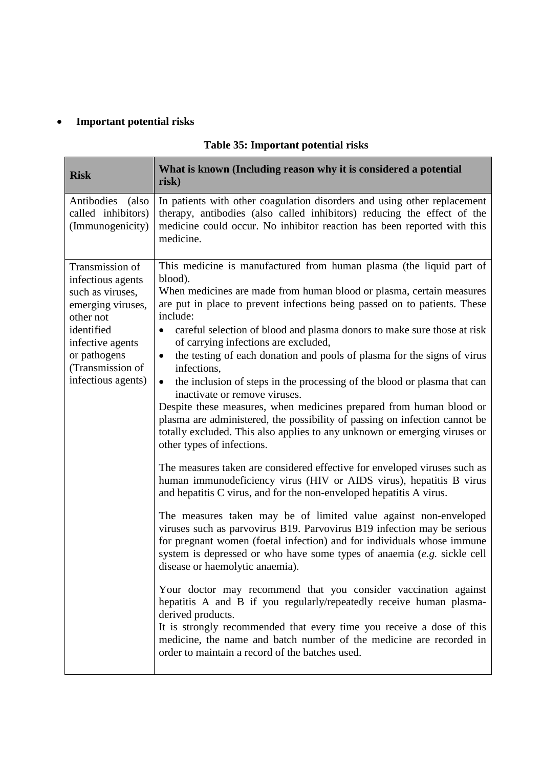- **Important potential risks**

**Table 35: Important potential risks**

| Risk | What is known (Including reason why it is considered a potential risk) |
|---|---|
| Antibodies (also called inhibitors) (Immunogenicity) | In patients with other coagulation disorders and using other replacement therapy, antibodies (also called inhibitors) reducing the effect of the medicine could occur. No inhibitor reaction has been reported with this medicine. |
| Transmission of infectious agents such as viruses, emerging viruses, other not identified infective agents or pathogens (Transmission of infectious agents) | This medicine is manufactured from human plasma (the liquid part of blood).<br>When medicines are made from human blood or plasma, certain measures are put in place to prevent infections being passed on to patients. These include:<br>• careful selection of blood and plasma donors to make sure those at risk of carrying infections are excluded,<br>• the testing of each donation and pools of plasma for the signs of virus infections,<br>• the inclusion of steps in the processing of the blood or plasma that can inactivate or remove viruses.<br>Despite these measures, when medicines prepared from human blood or plasma are administered, the possibility of passing on infection cannot be totally excluded. This also applies to any unknown or emerging viruses or other types of infections.<br><br>The measures taken are considered effective for enveloped viruses such as human immunodeficiency virus (HIV or AIDS virus), hepatitis B virus and hepatitis C virus, and for the non-enveloped hepatitis A virus.<br><br>The measures taken may be of limited value against non-enveloped viruses such as parvovirus B19. Parvovirus B19 infection may be serious for pregnant women (foetal infection) and for individuals whose immune system is depressed or who have some types of anaemia (*e.g.* sickle cell disease or haemolytic anaemia).<br><br>Your doctor may recommend that you consider vaccination against hepatitis A and B if you regularly/repeatedly receive human plasma-derived products.<br>It is strongly recommended that every time you receive a dose of this medicine, the name and batch number of the medicine are recorded in order to maintain a record of the batches used. |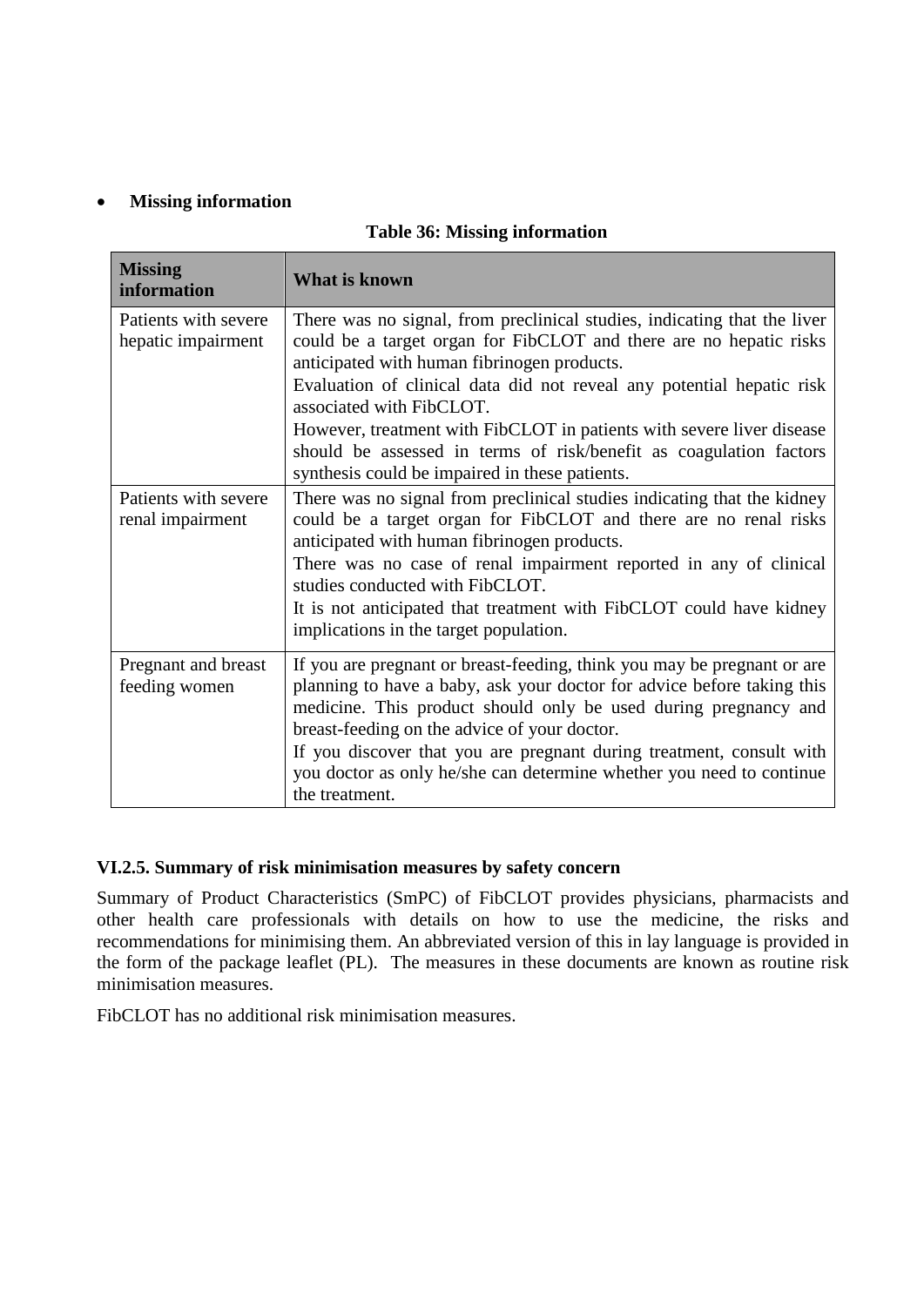- **Missing information**

**Table 36: Missing information**

| Missing information | What is known |
|---|---|
| Patients with severe hepatic impairment | There was no signal, from preclinical studies, indicating that the liver could be a target organ for FibCLOT and there are no hepatic risks anticipated with human fibrinogen products.<br>Evaluation of clinical data did not reveal any potential hepatic risk associated with FibCLOT.<br>However, treatment with FibCLOT in patients with severe liver disease should be assessed in terms of risk/benefit as coagulation factors synthesis could be impaired in these patients. |
| Patients with severe renal impairment | There was no signal from preclinical studies indicating that the kidney could be a target organ for FibCLOT and there are no renal risks anticipated with human fibrinogen products.<br>There was no case of renal impairment reported in any of clinical studies conducted with FibCLOT.<br>It is not anticipated that treatment with FibCLOT could have kidney implications in the target population. |
| Pregnant and breast feeding women | If you are pregnant or breast-feeding, think you may be pregnant or are planning to have a baby, ask your doctor for advice before taking this medicine. This product should only be used during pregnancy and breast-feeding on the advice of your doctor.<br>If you discover that you are pregnant during treatment, consult with you doctor as only he/she can determine whether you need to continue the treatment. |

### VI.2.5. Summary of risk minimisation measures by safety concern

Summary of Product Characteristics (SmPC) of FibCLOT provides physicians, pharmacists and other health care professionals with details on how to use the medicine, the risks and recommendations for minimising them. An abbreviated version of this in lay language is provided in the form of the package leaflet (PL). The measures in these documents are known as routine risk minimisation measures.

FibCLOT has no additional risk minimisation measures.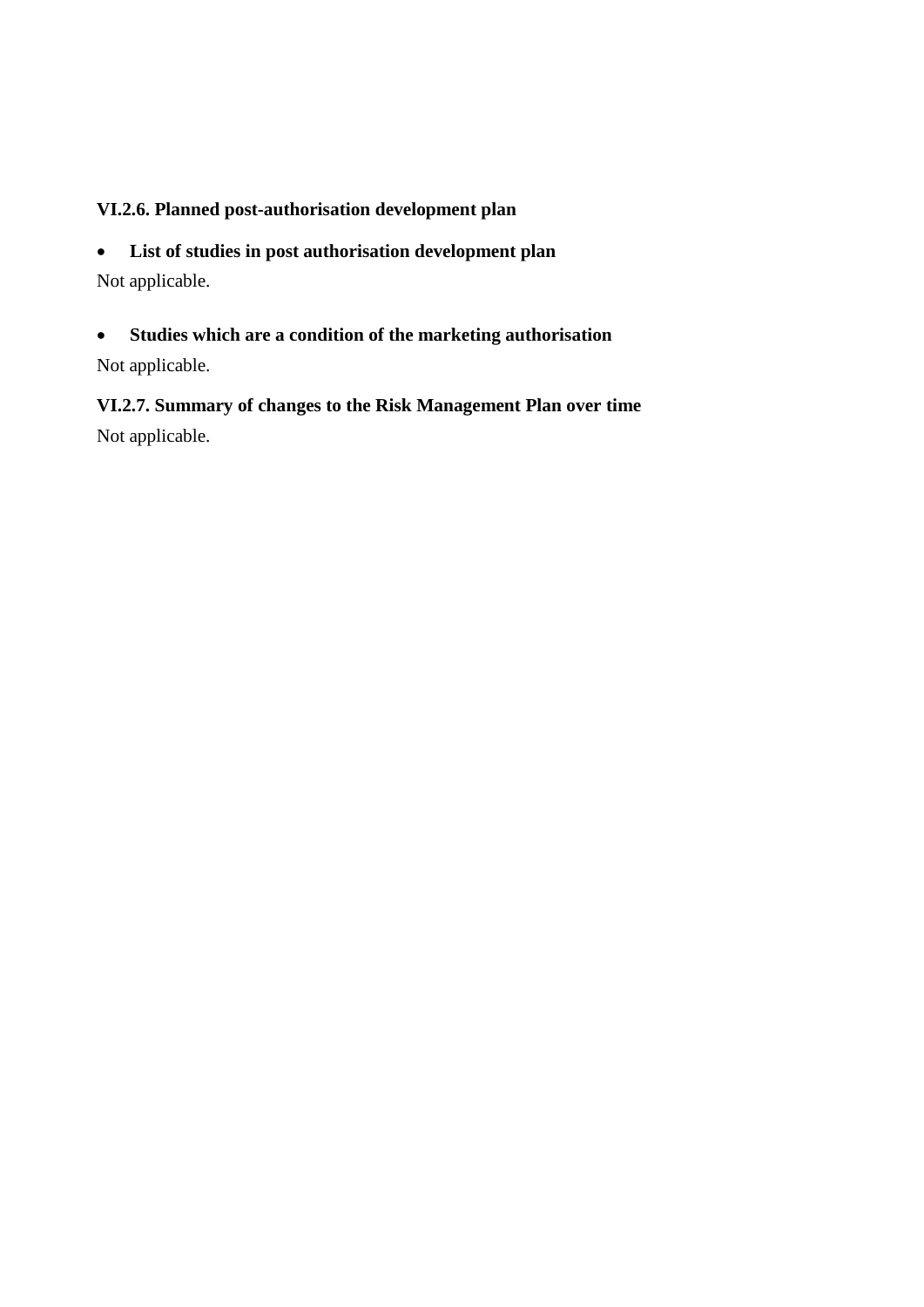### VI.2.6. Planned post-authorisation development plan

- **List of studies in post authorisation development plan**

Not applicable.

- **Studies which are a condition of the marketing authorisation**

Not applicable.

### VI.2.7. Summary of changes to the Risk Management Plan over time

Not applicable.